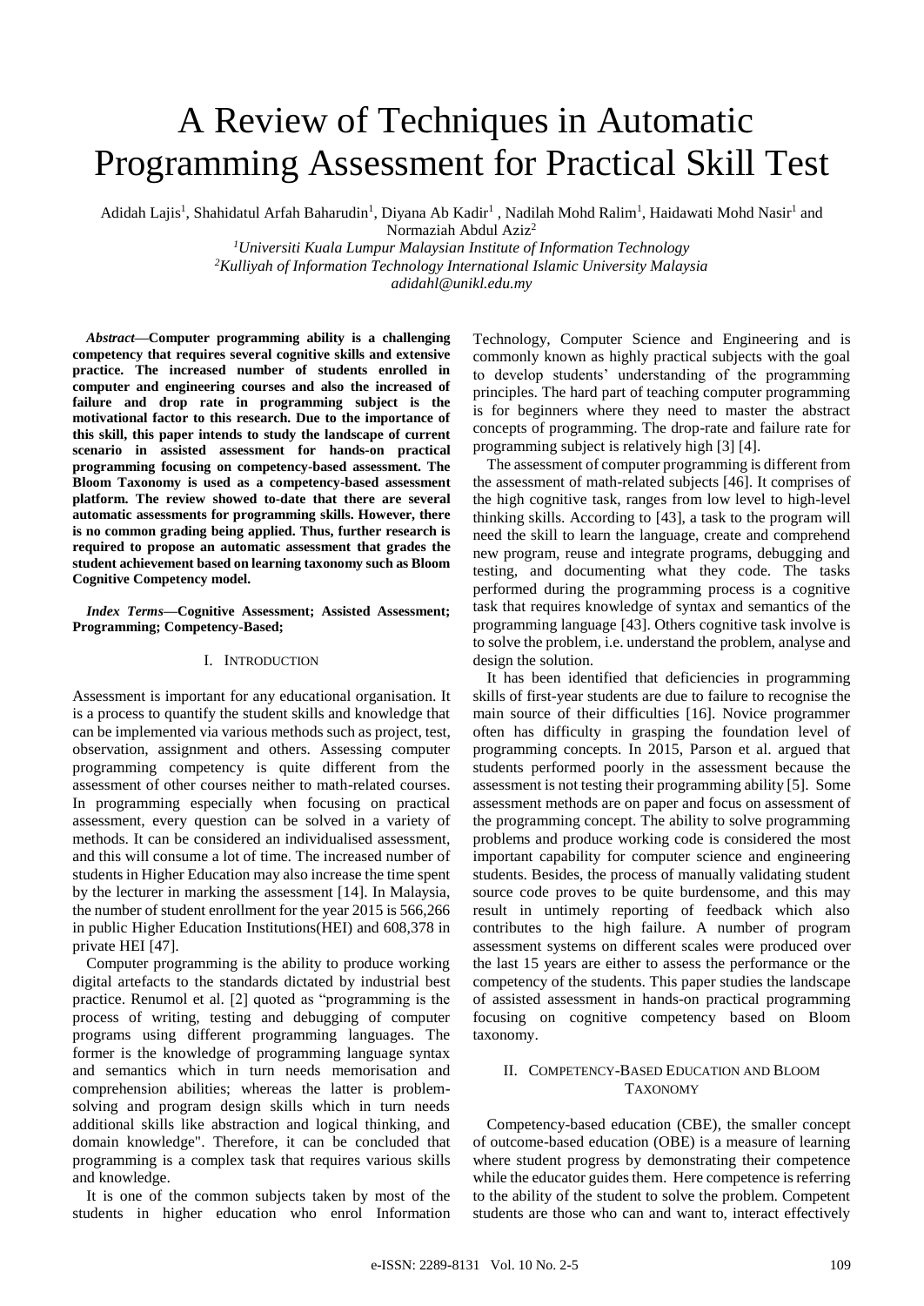// Page 1 of 5 · document 77d63de8eee9

# A Review of Techniques in Automatic Programming Assessment for Practical Skill Test

Adidah Lajis[1], Shahidatul Arfah Baharudin[1], Diyana Ab Kadir[1] , Nadilah Mohd Ralim[1], Haidawati Mohd Nasir[1] and Normaziah Abdul Aziz[2]

[1]*Universiti Kuala Lumpur Malaysian Institute of Information Technology*
[2]*Kulliyah of Information Technology International Islamic University Malaysia*
*adidahl@unikl.edu.my*

***Abstract*—Computer programming ability is a challenging competency that requires several cognitive skills and extensive practice. The increased number of students enrolled in computer and engineering courses and also the increased of failure and drop rate in programming subject is the motivational factor to this research. Due to the importance of this skill, this paper intends to study the landscape of current scenario in assisted assessment for hands-on practical programming focusing on competency-based assessment. The Bloom Taxonomy is used as a competency-based assessment platform. The review showed to-date that there are several automatic assessments for programming skills. However, there is no common grading being applied. Thus, further research is required to propose an automatic assessment that grades the student achievement based on learning taxonomy such as Bloom Cognitive Competency model.**

***Index Terms*—Cognitive Assessment; Assisted Assessment; Programming; Competency-Based;**

## I. INTRODUCTION

Assessment is important for any educational organisation. It is a process to quantify the student skills and knowledge that can be implemented via various methods such as project, test, observation, assignment and others. Assessing computer programming competency is quite different from the assessment of other courses neither to math-related courses. In programming especially when focusing on practical assessment, every question can be solved in a variety of methods. It can be considered an individualised assessment, and this will consume a lot of time. The increased number of students in Higher Education may also increase the time spent by the lecturer in marking the assessment [14]. In Malaysia, the number of student enrollment for the year 2015 is 566,266 in public Higher Education Institutions(HEI) and 608,378 in private HEI [47].

Computer programming is the ability to produce working digital artefacts to the standards dictated by industrial best practice. Renumol et al. [2] quoted as "programming is the process of writing, testing and debugging of computer programs using different programming languages. The former is the knowledge of programming language syntax and semantics which in turn needs memorisation and comprehension abilities; whereas the latter is problem-solving and program design skills which in turn needs additional skills like abstraction and logical thinking, and domain knowledge". Therefore, it can be concluded that programming is a complex task that requires various skills and knowledge.

It is one of the common subjects taken by most of the students in higher education who enrol Information Technology, Computer Science and Engineering and is commonly known as highly practical subjects with the goal to develop students' understanding of the programming principles. The hard part of teaching computer programming is for beginners where they need to master the abstract concepts of programming. The drop-rate and failure rate for programming subject is relatively high [3] [4].

The assessment of computer programming is different from the assessment of math-related subjects [46]. It comprises of the high cognitive task, ranges from low level to high-level thinking skills. According to [43], a task to the program will need the skill to learn the language, create and comprehend new program, reuse and integrate programs, debugging and testing, and documenting what they code. The tasks performed during the programming process is a cognitive task that requires knowledge of syntax and semantics of the programming language [43]. Others cognitive task involve is to solve the problem, i.e. understand the problem, analyse and design the solution.

It has been identified that deficiencies in programming skills of first-year students are due to failure to recognise the main source of their difficulties [16]. Novice programmer often has difficulty in grasping the foundation level of programming concepts. In 2015, Parson et al. argued that students performed poorly in the assessment because the assessment is not testing their programming ability [5]. Some assessment methods are on paper and focus on assessment of the programming concept. The ability to solve programming problems and produce working code is considered the most important capability for computer science and engineering students. Besides, the process of manually validating student source code proves to be quite burdensome, and this may result in untimely reporting of feedback which also contributes to the high failure. A number of program assessment systems on different scales were produced over the last 15 years are either to assess the performance or the competency of the students. This paper studies the landscape of assisted assessment in hands-on practical programming focusing on cognitive competency based on Bloom taxonomy.

## II. COMPETENCY-BASED EDUCATION AND BLOOM TAXONOMY

Competency-based education (CBE), the smaller concept of outcome-based education (OBE) is a measure of learning where student progress by demonstrating their competence while the educator guides them. Here competence is referring to the ability of the student to solve the problem. Competent students are those who can and want to, interact effectively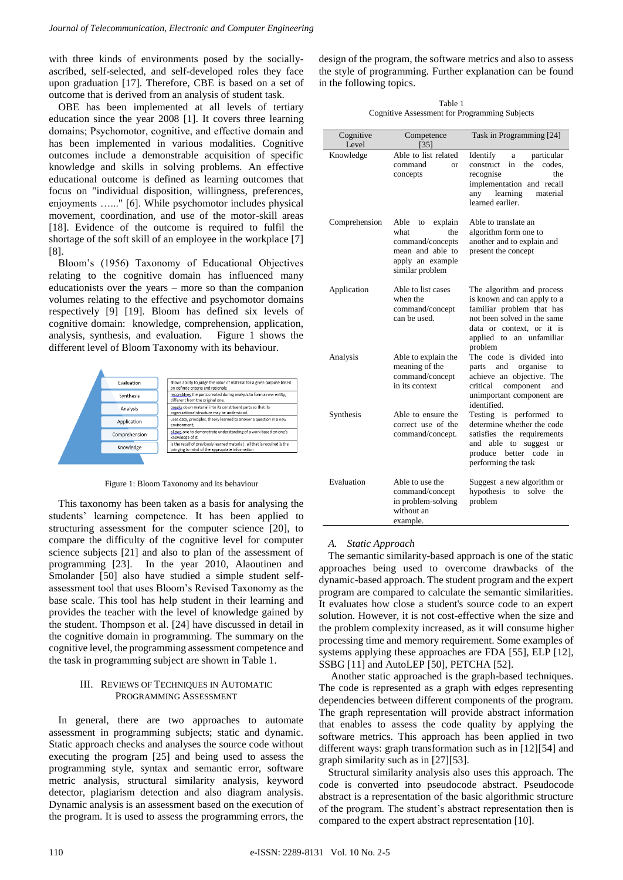with three kinds of environments posed by the socially-ascribed, self-selected, and self-developed roles they face upon graduation [17]. Therefore, CBE is based on a set of outcome that is derived from an analysis of student task.

OBE has been implemented at all levels of tertiary education since the year 2008 [1]. It covers three learning domains; Psychomotor, cognitive, and effective domain and has been implemented in various modalities. Cognitive outcomes include a demonstrable acquisition of specific knowledge and skills in solving problems. An effective educational outcome is defined as learning outcomes that focus on "individual disposition, willingness, preferences, enjoyments ……" [6]. While psychomotor includes physical movement, coordination, and use of the motor-skill areas [18]. Evidence of the outcome is required to fulfil the shortage of the soft skill of an employee in the workplace [7] [8].

Bloom's (1956) Taxonomy of Educational Objectives relating to the cognitive domain has influenced many educationists over the years – more so than the companion volumes relating to the effective and psychomotor domains respectively [9] [19]. Bloom has defined six levels of cognitive domain: knowledge, comprehension, application, analysis, synthesis, and evaluation. Figure 1 shows the different level of Bloom Taxonomy with its behaviour.

| Level | Behaviour |
|---|---|
| Evaluation | shows ability to judge the value of material for a given purpose based on definite criteria and rationale |
| Synthesis | recombines the parts created during analysis to form a new entity, different from the original one. |
| Analysis | breaks down material into its constituent parts so that its organizational structure may be understood. |
| Application | uses data, principles, theory learned to answer a question in a new environment. |
| Comprehension | allows one to demonstrate understanding of a work based on one's knowledge of it. |
| Knowledge | is the recall of previously learned material; all that is required is the bringing to mind of the appropriate information |

Figure 1: Bloom Taxonomy and its behaviour

This taxonomy has been taken as a basis for analysing the students' learning competence. It has been applied to structuring assessment for the computer science [20], to compare the difficulty of the cognitive level for computer science subjects [21] and also to plan of the assessment of programming [23]. In the year 2010, Alaoutinen and Smolander [50] also have studied a simple student self-assessment tool that uses Bloom's Revised Taxonomy as the base scale. This tool has help student in their learning and provides the teacher with the level of knowledge gained by the student. Thompson et al. [24] have discussed in detail in the cognitive domain in programming. The summary on the cognitive level, the programming assessment competence and the task in programming subject are shown in Table 1.

## III. Reviews of Techniques in Automatic Programming Assessment

In general, there are two approaches to automate assessment in programming subjects; static and dynamic. Static approach checks and analyses the source code without executing the program [25] and being used to assess the programming style, syntax and semantic error, software metric analysis, structural similarity analysis, keyword detector, plagiarism detection and also diagram analysis. Dynamic analysis is an assessment based on the execution of the program. It is used to assess the programming errors, the design of the program, the software metrics and also to assess the style of programming. Further explanation can be found in the following topics.

Table 1
Cognitive Assessment for Programming Subjects

| Cognitive Level | Competence [35] | Task in Programming [24] |
|---|---|---|
| Knowledge | Able to list related command or concepts | Identify a particular construct in the codes, recognise the implementation and recall any learning material learned earlier. |
| Comprehension | Able to explain what the command/concepts mean and able to apply an example similar problem | Able to translate an algorithm form one to another and to explain and present the concept |
| Application | Able to list cases when the command/concept can be used. | The algorithm and process is known and can apply to a familiar problem that has not been solved in the same data or context, or it is applied to an unfamiliar problem |
| Analysis | Able to explain the meaning of the command/concept in its context | The code is divided into parts and organise to achieve an objective. The critical component and unimportant component are identified. |
| Synthesis | Able to ensure the correct use of the command/concept. | Testing is performed to determine whether the code satisfies the requirements and able to suggest or produce better code in performing the task |
| Evaluation | Able to use the command/concept in problem-solving without an example. | Suggest a new algorithm or hypothesis to solve the problem |

### A. *Static Approach*

The semantic similarity-based approach is one of the static approaches being used to overcome drawbacks of the dynamic-based approach. The student program and the expert program are compared to calculate the semantic similarities. It evaluates how close a student's source code to an expert solution. However, it is not cost-effective when the size and the problem complexity increased, as it will consume higher processing time and memory requirement. Some examples of systems applying these approaches are FDA [55], ELP [12], SSBG [11] and AutoLEP [50], PETCHA [52].

Another static approached is the graph-based techniques. The code is represented as a graph with edges representing dependencies between different components of the program. The graph representation will provide abstract information that enables to assess the code quality by applying the software metrics. This approach has been applied in two different ways: graph transformation such as in [12][54] and graph similarity such as in [27][53].

Structural similarity analysis also uses this approach. The code is converted into pseudocode abstract. Pseudocode abstract is a representation of the basic algorithmic structure of the program. The student's abstract representation then is compared to the expert abstract representation [10].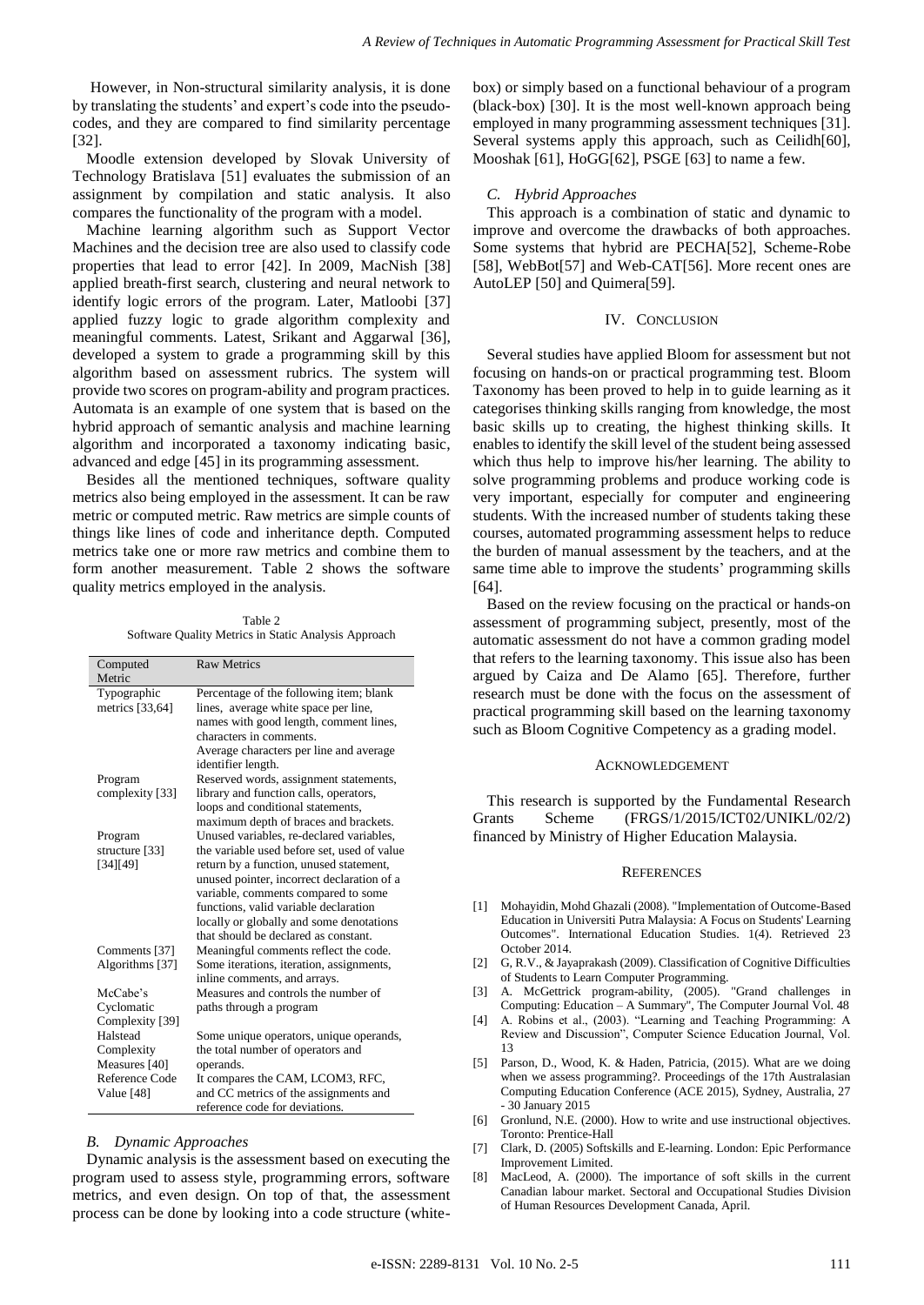However, in Non-structural similarity analysis, it is done by translating the students' and expert's code into the pseudo-codes, and they are compared to find similarity percentage [32].

Moodle extension developed by Slovak University of Technology Bratislava [51] evaluates the submission of an assignment by compilation and static analysis. It also compares the functionality of the program with a model.

Machine learning algorithm such as Support Vector Machines and the decision tree are also used to classify code properties that lead to error [42]. In 2009, MacNish [38] applied breath-first search, clustering and neural network to identify logic errors of the program. Later, Matloobi [37] applied fuzzy logic to grade algorithm complexity and meaningful comments. Latest, Srikant and Aggarwal [36], developed a system to grade a programming skill by this algorithm based on assessment rubrics. The system will provide two scores on program-ability and program practices. Automata is an example of one system that is based on the hybrid approach of semantic analysis and machine learning algorithm and incorporated a taxonomy indicating basic, advanced and edge [45] in its programming assessment.

Besides all the mentioned techniques, software quality metrics also being employed in the assessment. It can be raw metric or computed metric. Raw metrics are simple counts of things like lines of code and inheritance depth. Computed metrics take one or more raw metrics and combine them to form another measurement. Table 2 shows the software quality metrics employed in the analysis.

Table 2
Software Quality Metrics in Static Analysis Approach

| Computed Metric | Raw Metrics |
|---|---|
| Typographic metrics [33,64] | Percentage of the following item; blank lines, average white space per line, names with good length, comment lines, characters in comments. Average characters per line and average identifier length. |
| Program complexity [33] | Reserved words, assignment statements, library and function calls, operators, loops and conditional statements, maximum depth of braces and brackets. |
| Program structure [33] [34][49] | Unused variables, re-declared variables, the variable used before set, used of value return by a function, unused statement, unused pointer, incorrect declaration of a variable, comments compared to some functions, valid variable declaration locally or globally and some denotations that should be declared as constant. |
| Comments [37] | Meaningful comments reflect the code. |
| Algorithms [37] | Some iterations, iteration, assignments, inline comments, and arrays. |
| McCabe's Cyclomatic Complexity [39] | Measures and controls the number of paths through a program |
| Halstead Complexity Measures [40] | Some unique operators, unique operands, the total number of operators and operands. |
| Reference Code Value [48] | It compares the CAM, LCOM3, RFC, and CC metrics of the assignments and reference code for deviations. |

### *B. Dynamic Approaches*

Dynamic analysis is the assessment based on executing the program used to assess style, programming errors, software metrics, and even design. On top of that, the assessment process can be done by looking into a code structure (white-box) or simply based on a functional behaviour of a program (black-box) [30]. It is the most well-known approach being employed in many programming assessment techniques [31]. Several systems apply this approach, such as Ceilidh[60], Mooshak [61], HoGG[62], PSGE [63] to name a few.

### *C. Hybrid Approaches*

This approach is a combination of static and dynamic to improve and overcome the drawbacks of both approaches. Some systems that hybrid are PECHA[52], Scheme-Robe [58], WebBot[57] and Web-CAT[56]. More recent ones are AutoLEP [50] and Quimera[59].

## IV. CONCLUSION

Several studies have applied Bloom for assessment but not focusing on hands-on or practical programming test. Bloom Taxonomy has been proved to help in to guide learning as it categorises thinking skills ranging from knowledge, the most basic skills up to creating, the highest thinking skills. It enables to identify the skill level of the student being assessed which thus help to improve his/her learning. The ability to solve programming problems and produce working code is very important, especially for computer and engineering students. With the increased number of students taking these courses, automated programming assessment helps to reduce the burden of manual assessment by the teachers, and at the same time able to improve the students' programming skills [64].

Based on the review focusing on the practical or hands-on assessment of programming subject, presently, most of the automatic assessment do not have a common grading model that refers to the learning taxonomy. This issue also has been argued by Caiza and De Alamo [65]. Therefore, further research must be done with the focus on the assessment of practical programming skill based on the learning taxonomy such as Bloom Cognitive Competency as a grading model.

## ACKNOWLEDGEMENT

This research is supported by the Fundamental Research Grants Scheme (FRGS/1/2015/ICT02/UNIKL/02/2) financed by Ministry of Higher Education Malaysia.

## REFERENCES

- [1] Mohayidin, Mohd Ghazali (2008). "Implementation of Outcome-Based Education in Universiti Putra Malaysia: A Focus on Students' Learning Outcomes". International Education Studies. 1(4). Retrieved 23 October 2014.
- [2] G, R.V., & Jayaprakash (2009). Classification of Cognitive Difficulties of Students to Learn Computer Programming.
- [3] A. McGettrick program-ability, (2005). "Grand challenges in Computing: Education – A Summary", The Computer Journal Vol. 48
- [4] A. Robins et al., (2003). "Learning and Teaching Programming: A Review and Discussion", Computer Science Education Journal, Vol. 13
- [5] Parson, D., Wood, K. & Haden, Patricia, (2015). What are we doing when we assess programming?. Proceedings of the 17th Australasian Computing Education Conference (ACE 2015), Sydney, Australia, 27 - 30 January 2015
- [6] Gronlund, N.E. (2000). How to write and use instructional objectives. Toronto: Prentice-Hall
- [7] Clark, D. (2005) Softskills and E-learning. London: Epic Performance Improvement Limited.
- [8] MacLeod, A. (2000). The importance of soft skills in the current Canadian labour market. Sectoral and Occupational Studies Division of Human Resources Development Canada, April.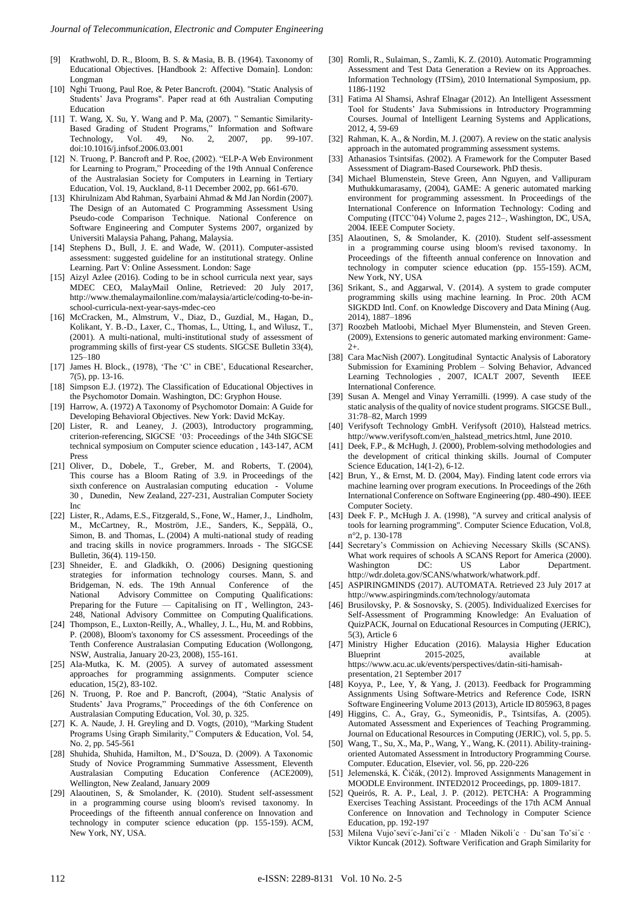[9] Krathwohl, D. R., Bloom, B. S. & Masia, B. B. (1964). Taxonomy of Educational Objectives. [Handbook 2: Affective Domain]. London: Longman

[10] Nghi Truong, Paul Roe, & Peter Bancroft. (2004). "Static Analysis of Students' Java Programs". Paper read at 6th Australian Computing Education

[11] T. Wang, X. Su, Y. Wang and P. Ma, (2007). " Semantic Similarity-Based Grading of Student Programs," Information and Software Technology, Vol. 49, No. 2, 2007, pp. 99-107. doi:10.1016/j.infsof.2006.03.001

[12] N. Truong, P. Bancroft and P. Roe, (2002). "ELP-A Web Environment for Learning to Program," Proceeding of the 19th Annual Conference of the Australasian Society for Computers in Learning in Tertiary Education, Vol. 19, Auckland, 8-11 December 2002, pp. 661-670.

[13] Khirulnizam Abd Rahman, Syarbaini Ahmad & Md Jan Nordin (2007). The Design of an Automated C Programming Assessment Using Pseudo-code Comparison Technique. National Conference on Software Engineering and Computer Systems 2007, organized by Universiti Malaysia Pahang, Pahang, Malaysia.

[14] Stephens D., Bull, J. E. and Wade, W. (2011). Computer-assisted assessment: suggested guideline for an institutional strategy. Online Learning. Part V: Online Assessment. London: Sage

[15] Aizyl Azlee (2016). Coding to be in school curricula next year, says MDEC CEO, MalayMail Online, Retrieved: 20 July 2017, http://www.themalaymailonline.com/malaysia/article/coding-to-be-in-school-curricula-next-year-says-mdec-ceo

[16] McCracken, M., Almstrum, V., Diaz, D., Guzdial, M., Hagan, D., Kolikant, Y. B.-D., Laxer, C., Thomas, L., Utting, I., and Wilusz, T., (2001). A multi-national, multi-institutional study of assessment of programming skills of first-year CS students. SIGCSE Bulletin 33(4), 125–180

[17] James H. Block., (1978), 'The 'C' in CBE', Educational Researcher, 7(5), pp. 13-16.

[18] Simpson E.J. (1972). The Classification of Educational Objectives in the Psychomotor Domain. Washington, DC: Gryphon House.

[19] Harrow, A. (1972) A Taxonomy of Psychomotor Domain: A Guide for Developing Behavioral Objectives. New York: David McKay.

[20] Lister, R. and Leaney, J. (2003), Introductory programming, criterion-referencing, SIGCSE '03: Proceedings of the 34th SIGCSE technical symposium on Computer science education , 143-147, ACM Press

[21] Oliver, D., Dobele, T., Greber, M. and Roberts, T. (2004), This course has a Bloom Rating of 3.9. in Proceedings of the sixth conference on Australasian computing education - Volume 30 , Dunedin, New Zealand, 227-231, Australian Computer Society Inc

[22] Lister, R., Adams, E.S., Fitzgerald, S., Fone, W., Hamer, J., Lindholm, M., McCartney, R., Moström, J.E., Sanders, K., Seppälä, O., Simon, B. and Thomas, L. (2004) A multi-national study of reading and tracing skills in novice programmers. Inroads - The SIGCSE Bulletin, 36(4). 119-150.

[23] Shneider, E. and Gladkikh, O. (2006) Designing questioning strategies for information technology courses. Mann, S. and Bridgeman, N. eds. The 19th Annual Conference of the National Advisory Committee on Computing Qualifications: Preparing for the Future — Capitalising on IT , Wellington, 243-248, National Advisory Committee on Computing Qualifications.

[24] Thompson, E., Luxton-Reilly, A., Whalley, J. L., Hu, M. and Robbins, P. (2008), Bloom's taxonomy for CS assessment. Proceedings of the Tenth Conference Australasian Computing Education (Wollongong, NSW, Australia, January 20-23, 2008), 155-161.

[25] Ala-Mutka, K. M. (2005). A survey of automated assessment approaches for programming assignments. Computer science education, 15(2), 83-102.

[26] N. Truong, P. Roe and P. Bancroft, (2004), "Static Analysis of Students' Java Programs," Proceedings of the 6th Conference on Australasian Computing Education, Vol. 30, p. 325.

[27] K. A. Naude, J. H. Greyling and D. Vogts, (2010), "Marking Student Programs Using Graph Similarity," Computers & Education, Vol. 54, No. 2, pp. 545-561

[28] Shuhida, Shuhida, Hamilton, M., D'Souza, D. (2009). A Taxonomic Study of Novice Programming Summative Assessment, Eleventh Australasian Computing Education Conference (ACE2009), Wellington, New Zealand, January 2009

[29] Alaoutinen, S, & Smolander, K. (2010). Student self-assessment in a programming course using bloom's revised taxonomy. In Proceedings of the fifteenth annual conference on Innovation and technology in computer science education (pp. 155-159). ACM, New York, NY, USA.

[30] Romli, R., Sulaiman, S., Zamli, K. Z. (2010). Automatic Programming Assessment and Test Data Generation a Review on its Approaches. Information Technology (ITSim), 2010 International Symposium, pp. 1186-1192

[31] Fatima Al Shamsi, Ashraf Elnagar (2012). An Intelligent Assessment Tool for Students' Java Submissions in Introductory Programming Courses. Journal of Intelligent Learning Systems and Applications, 2012, 4, 59-69

[32] Rahman, K. A., & Nordin, M. J. (2007). A review on the static analysis approach in the automated programming assessment systems.

[33] Athanasios Tsintsifas. (2002). A Framework for the Computer Based Assessment of Diagram-Based Coursework. PhD thesis.

[34] Michael Blumenstein, Steve Green, Ann Nguyen, and Vallipuram Muthukkumarasamy, (2004), GAME: A generic automated marking environment for programming assessment. In Proceedings of the International Conference on Information Technology: Coding and Computing (ITCC'04) Volume 2, pages 212–, Washington, DC, USA, 2004. IEEE Computer Society.

[35] Alaoutinen, S, & Smolander, K. (2010). Student self-assessment in a programming course using bloom's revised taxonomy. In Proceedings of the fifteenth annual conference on Innovation and technology in computer science education (pp. 155-159). ACM, New York, NY, USA

[36] Srikant, S., and Aggarwal, V. (2014). A system to grade computer programming skills using machine learning. In Proc. 20th ACM SIGKDD Intl. Conf. on Knowledge Discovery and Data Mining (Aug. 2014), 1887–1896

[37] Roozbeh Matloobi, Michael Myer Blumenstein, and Steven Green. (2009), Extensions to generic automated marking environment: Game-2+.

[38] Cara MacNish (2007). Longitudinal Syntactic Analysis of Laboratory Submission for Examining Problem – Solving Behavior, Advanced Learning Technologies , 2007, ICALT 2007, Seventh IEEE International Conference.

[39] Susan A. Mengel and Vinay Yerramilli. (1999). A case study of the static analysis of the quality of novice student programs. SIGCSE Bull., 31:78–82, March 1999

[40] Verifysoft Technology GmbH. Verifysoft (2010), Halstead metrics. http://www.verifysoft.com/en_halstead_metrics.html, June 2010.

[41] Deek, F.P., & McHugh, J. (2000), Problem-solving methodologies and the development of critical thinking skills. Journal of Computer Science Education, 14(1-2), 6-12.

[42] Brun, Y., & Ernst, M. D. (2004, May). Finding latent code errors via machine learning over program executions. In Proceedings of the 26th International Conference on Software Engineering (pp. 480-490). IEEE Computer Society.

[43] Deek F. P., McHugh J. A. (1998), "A survey and critical analysis of tools for learning programming". Computer Science Education, Vol.8, n°2, p. 130-178

[44] Secretary's Commission on Achieving Necessary Skills (SCANS). What work requires of schools A SCANS Report for America (2000). Washington DC: US Labor Department. http://wdr.doleta.gov/SCANS/whatwork/whatwork.pdf.

[45] ASPIRINGMINDS (2017). AUTOMATA. Retrieved 23 July 2017 at http://www.aspiringminds.com/technology/automata

[46] Brusilovsky, P. & Sosnovsky, S. (2005). Individualized Exercises for Self-Assessment of Programming Knowledge: An Evaluation of QuizPACK, Journal on Educational Resources in Computing (JERIC), 5(3), Article 6

[47] Ministry Higher Education (2016). Malaysia Higher Education Blueprint 2015-2025, available at https://www.acu.ac.uk/events/perspectives/datin-siti-hamisah-presentation, 21 September 2017

[48] Koyya, P., Lee, Y, & Yang, J. (2013). Feedback for Programming Assignments Using Software-Metrics and Reference Code, ISRN Software Engineering Volume 2013 (2013), Article ID 805963, 8 pages

[49] Higgins, C. A., Gray, G., Symeonidis, P., Tsintsifas, A. (2005). Automated Assessment and Experiences of Teaching Programming. Journal on Educational Resources in Computing (JERIC), vol. 5, pp. 5.

[50] Wang, T., Su, X., Ma, P., Wang, Y., Wang, K. (2011). Ability-training-oriented Automated Assessment in Introductory Programming Course. Computer. Education, Elsevier, vol. 56, pp. 220-226

[51] Jelemenská, K. Čičák, (2012). Improved Assignments Management in MOODLE Environment. INTED2012 Proceedings, pp. 1809-1817.

[52] Queirós, R. A. P., Leal, J. P. (2012). PETCHA: A Programming Exercises Teaching Assistant. Proceedings of the 17th ACM Annual Conference on Innovation and Technology in Computer Science Education, pp. 192-197

[53] Milena Vujošević-Janičić · Mladen Nikolić · Dušan Tošić · Viktor Kuncak (2012). Software Verification and Graph Similarity for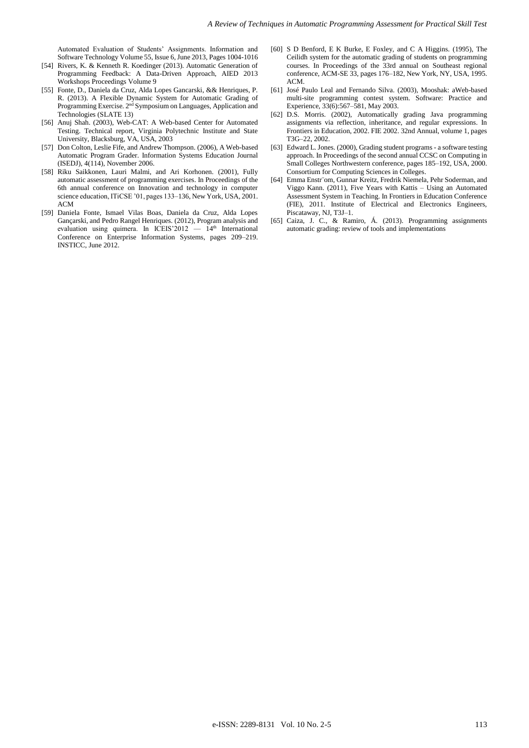Automated Evaluation of Students' Assignments. Information and Software Technology Volume 55, Issue 6, June 2013, Pages 1004-1016

[54] Rivers, K. & Kenneth R. Koedinger (2013). Automatic Generation of Programming Feedback: A Data-Driven Approach, AIED 2013 Workshops Proceedings Volume 9

[55] Fonte, D., Daniela da Cruz, Alda Lopes Gancarski, && Henriques, P. R. (2013). A Flexible Dynamic System for Automatic Grading of Programming Exercise. 2nd Symposium on Languages, Application and Technologies (SLATE 13)

[56] Anuj Shah. (2003), Web-CAT: A Web-based Center for Automated Testing. Technical report, Virginia Polytechnic Institute and State University, Blacksburg, VA, USA, 2003

[57] Don Colton, Leslie Fife, and Andrew Thompson. (2006), A Web-based Automatic Program Grader. Information Systems Education Journal (ISEDJ), 4(114), November 2006.

[58] Riku Saikkonen, Lauri Malmi, and Ari Korhonen. (2001), Fully automatic assessment of programming exercises. In Proceedings of the 6th annual conference on Innovation and technology in computer science education, ITiCSE '01, pages 133–136, New York, USA, 2001. ACM

[59] Daniela Fonte, Ismael Vilas Boas, Daniela da Cruz, Alda Lopes Gançarski, and Pedro Rangel Henriques. (2012), Program analysis and evaluation using quimera. In ICEIS'2012 — 14th International Conference on Enterprise Information Systems, pages 209–219. INSTICC, June 2012.

[60] S D Benford, E K Burke, E Foxley, and C A Higgins. (1995), The Ceilidh system for the automatic grading of students on programming courses. In Proceedings of the 33rd annual on Southeast regional conference, ACM-SE 33, pages 176–182, New York, NY, USA, 1995. ACM.

[61] José Paulo Leal and Fernando Silva. (2003), Mooshak: aWeb-based multi-site programming contest system. Software: Practice and Experience, 33(6):567–581, May 2003.

[62] D.S. Morris. (2002), Automatically grading Java programming assignments via reflection, inheritance, and regular expressions. In Frontiers in Education, 2002. FIE 2002. 32nd Annual, volume 1, pages T3G–22, 2002.

[63] Edward L. Jones. (2000), Grading student programs - a software testing approach. In Proceedings of the second annual CCSC on Computing in Small Colleges Northwestern conference, pages 185–192, USA, 2000. Consortium for Computing Sciences in Colleges.

[64] Emma Enstr¨om, Gunnar Kreitz, Fredrik Niemela, Pehr Soderman, and Viggo Kann. (2011), Five Years with Kattis – Using an Automated Assessment System in Teaching. In Frontiers in Education Conference (FIE), 2011. Institute of Electrical and Electronics Engineers, Piscataway, NJ, T3J–1.

[65] Caiza, J. C., & Ramiro, Á. (2013). Programming assignments automatic grading: review of tools and implementations